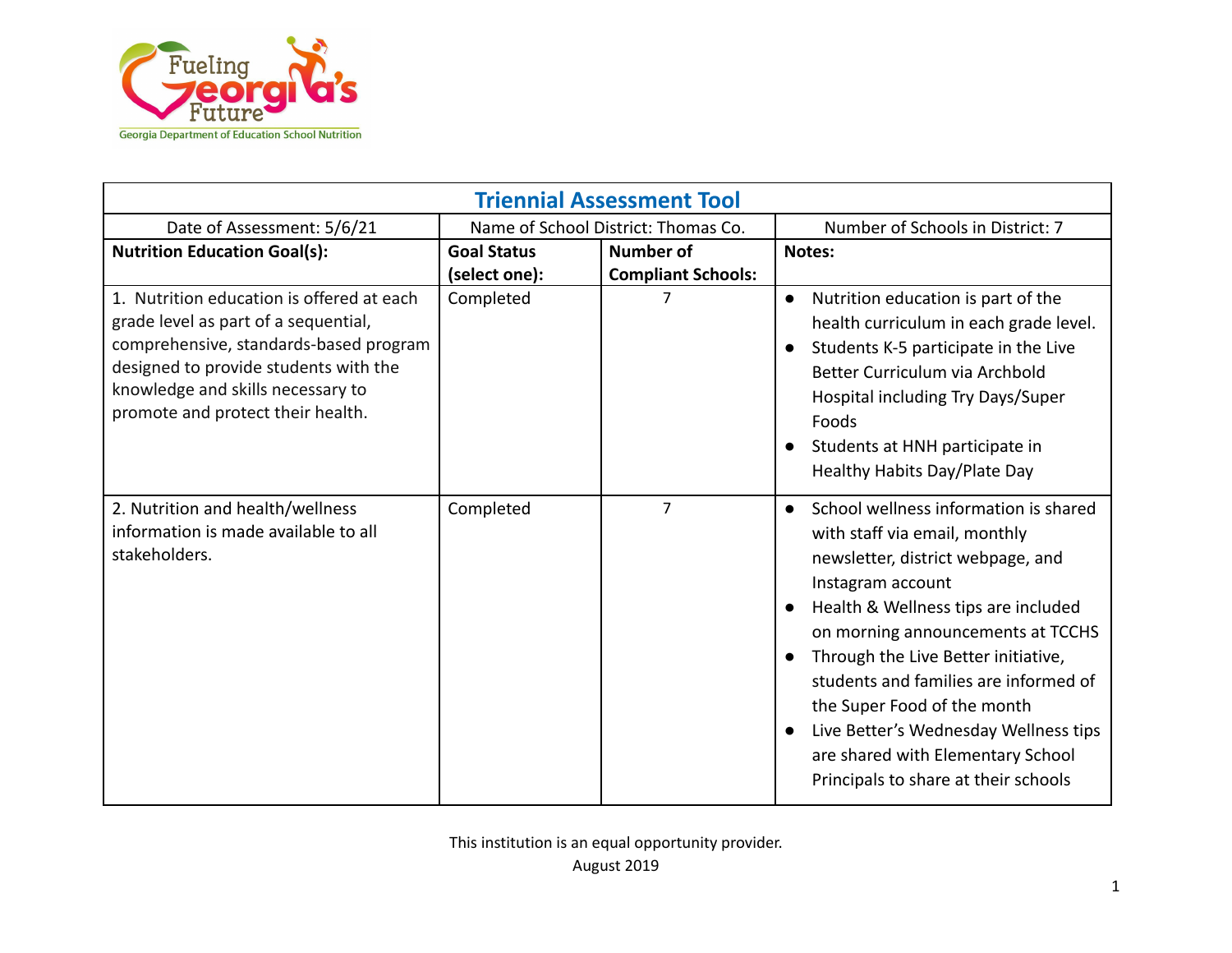Fueling Georgia's Future

Georgia Department of Education School Nutrition

| Triennial Assessment Tool | | | |
|---|---|---|---|
| Date of Assessment: 5/6/21 | Name of School District: Thomas Co. | | Number of Schools in District: 7 |
| **Nutrition Education Goal(s):** | **Goal Status (select one):** | **Number of Compliant Schools:** | **Notes:** |
| 1. Nutrition education is offered at each grade level as part of a sequential, comprehensive, standards-based program designed to provide students with the knowledge and skills necessary to promote and protect their health. | Completed | 7 | • Nutrition education is part of the health curriculum in each grade level.<br>• Students K-5 participate in the Live Better Curriculum via Archbold Hospital including Try Days/Super Foods<br>• Students at HNH participate in Healthy Habits Day/Plate Day |
| 2. Nutrition and health/wellness information is made available to all stakeholders. | Completed | 7 | • School wellness information is shared with staff via email, monthly newsletter, district webpage, and Instagram account<br>• Health & Wellness tips are included on morning announcements at TCCHS<br>• Through the Live Better initiative, students and families are informed of the Super Food of the month<br>• Live Better's Wednesday Wellness tips are shared with Elementary School Principals to share at their schools |

This institution is an equal opportunity provider.

August 2019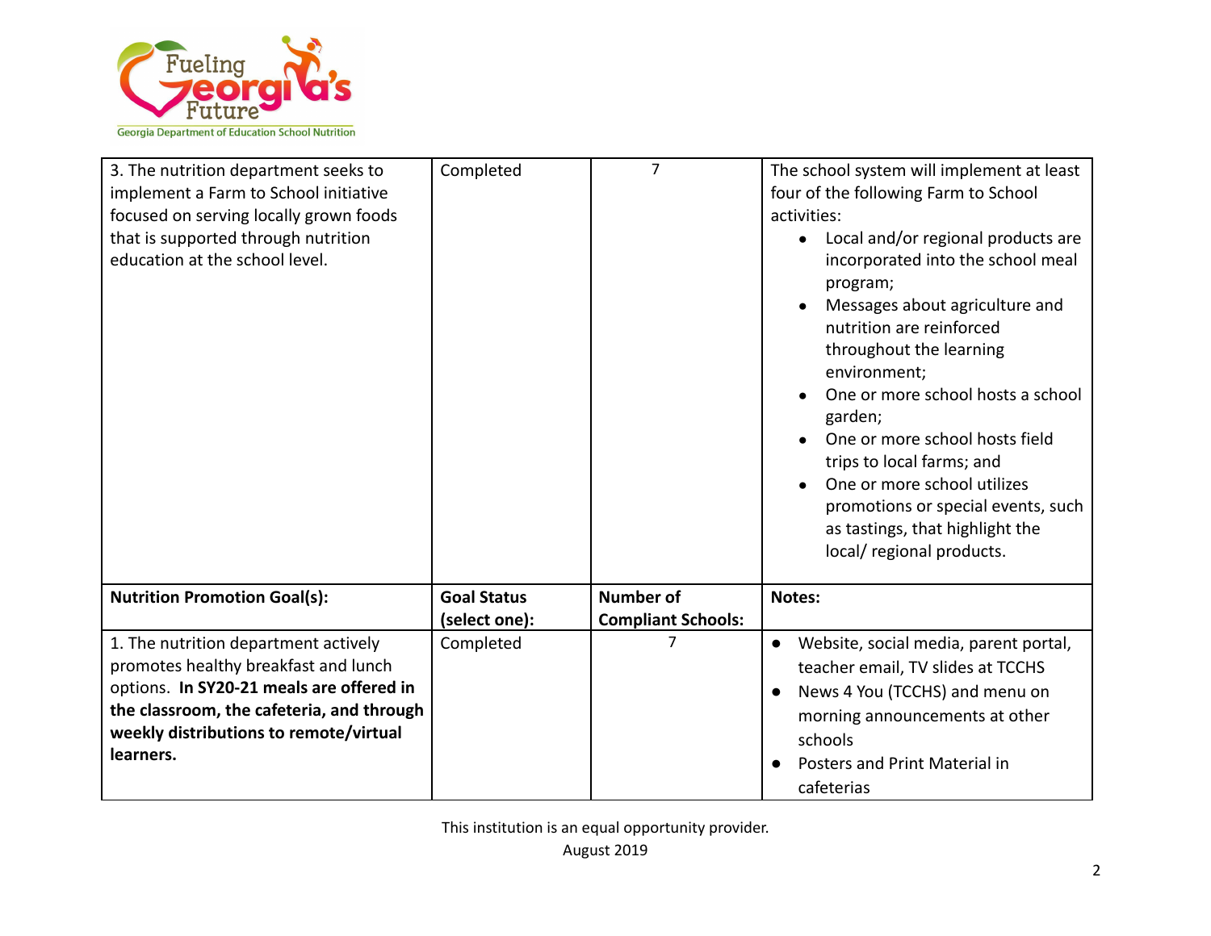| | | | |
|---|---|---|---|
| 3. The nutrition department seeks to implement a Farm to School initiative focused on serving locally grown foods that is supported through nutrition education at the school level. | Completed | 7 | The school system will implement at least four of the following Farm to School activities:<br>• Local and/or regional products are incorporated into the school meal program;<br>• Messages about agriculture and nutrition are reinforced throughout the learning environment;<br>• One or more school hosts a school garden;<br>• One or more school hosts field trips to local farms; and<br>• One or more school utilizes promotions or special events, such as tastings, that highlight the local/ regional products. |
| **Nutrition Promotion Goal(s):** | **Goal Status (select one):** | **Number of Compliant Schools:** | **Notes:** |
| 1. The nutrition department actively promotes healthy breakfast and lunch options. **In SY20-21 meals are offered in the classroom, the cafeteria, and through weekly distributions to remote/virtual learners.** | Completed | 7 | • Website, social media, parent portal, teacher email, TV slides at TCCHS<br>• News 4 You (TCCHS) and menu on morning announcements at other schools<br>• Posters and Print Material in cafeterias |

This institution is an equal opportunity provider.
August 2019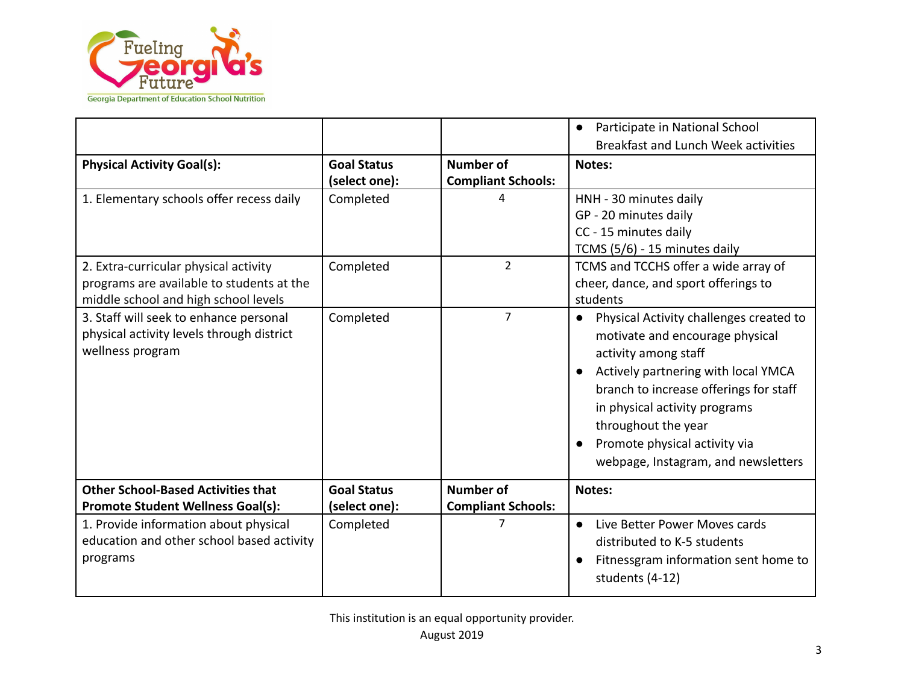| | | | |
|---|---|---|---|
| | | | • Participate in National School Breakfast and Lunch Week activities |
| **Physical Activity Goal(s):** | **Goal Status (select one):** | **Number of Compliant Schools:** | **Notes:** |
| 1. Elementary schools offer recess daily | Completed | 4 | HNH - 30 minutes daily<br>GP - 20 minutes daily<br>CC - 15 minutes daily<br>TCMS (5/6) - 15 minutes daily |
| 2. Extra-curricular physical activity programs are available to students at the middle school and high school levels | Completed | 2 | TCMS and TCCHS offer a wide array of cheer, dance, and sport offerings to students |
| 3. Staff will seek to enhance personal physical activity levels through district wellness program | Completed | 7 | • Physical Activity challenges created to motivate and encourage physical activity among staff<br>• Actively partnering with local YMCA branch to increase offerings for staff in physical activity programs throughout the year<br>• Promote physical activity via webpage, Instagram, and newsletters |
| **Other School-Based Activities that Promote Student Wellness Goal(s):** | **Goal Status (select one):** | **Number of Compliant Schools:** | **Notes:** |
| 1. Provide information about physical education and other school based activity programs | Completed | 7 | • Live Better Power Moves cards distributed to K-5 students<br>• Fitnessgram information sent home to students (4-12) |

This institution is an equal opportunity provider.
August 2019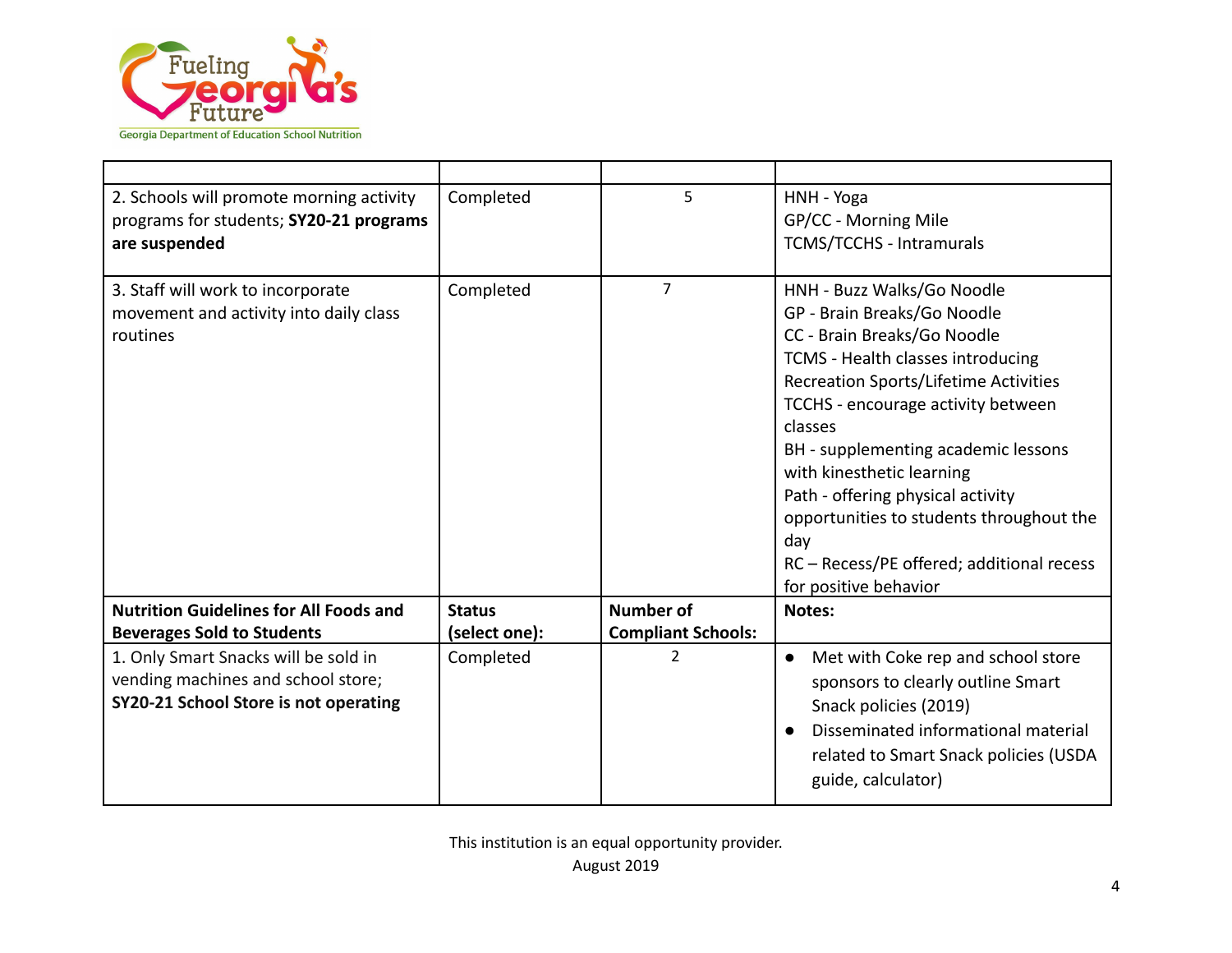| | | | |
|---|---|---|---|
| 2. Schools will promote morning activity programs for students; **SY20-21 programs are suspended** | Completed | 5 | HNH - Yoga<br>GP/CC - Morning Mile<br>TCMS/TCCHS - Intramurals |
| 3. Staff will work to incorporate movement and activity into daily class routines | Completed | 7 | HNH - Buzz Walks/Go Noodle<br>GP - Brain Breaks/Go Noodle<br>CC - Brain Breaks/Go Noodle<br>TCMS - Health classes introducing Recreation Sports/Lifetime Activities<br>TCCHS - encourage activity between classes<br>BH - supplementing academic lessons with kinesthetic learning<br>Path - offering physical activity opportunities to students throughout the day<br>RC – Recess/PE offered; additional recess for positive behavior |
| **Nutrition Guidelines for All Foods and Beverages Sold to Students** | **Status (select one):** | **Number of Compliant Schools:** | **Notes:** |
| 1. Only Smart Snacks will be sold in vending machines and school store; **SY20-21 School Store is not operating** | Completed | 2 | • Met with Coke rep and school store sponsors to clearly outline Smart Snack policies (2019)<br>• Disseminated informational material related to Smart Snack policies (USDA guide, calculator) |

This institution is an equal opportunity provider.

August 2019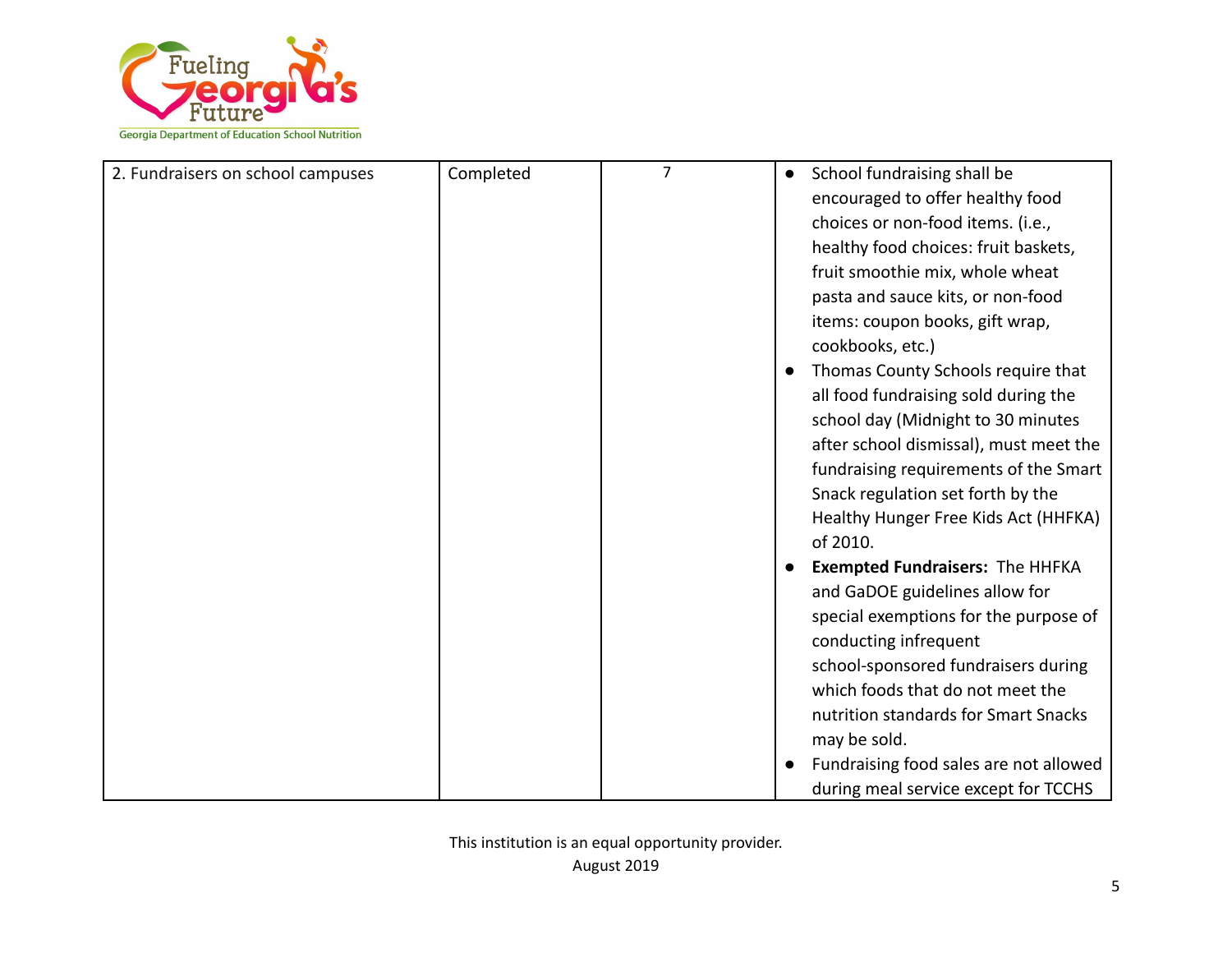| 2. Fundraisers on school campuses | Completed | 7 | <ul><li>School fundraising shall be encouraged to offer healthy food choices or non-food items. (i.e., healthy food choices: fruit baskets, fruit smoothie mix, whole wheat pasta and sauce kits, or non-food items: coupon books, gift wrap, cookbooks, etc.)</li><li>Thomas County Schools require that all food fundraising sold during the school day (Midnight to 30 minutes after school dismissal), must meet the fundraising requirements of the Smart Snack regulation set forth by the Healthy Hunger Free Kids Act (HHFKA) of 2010.</li><li>**Exempted Fundraisers:** The HHFKA and GaDOE guidelines allow for special exemptions for the purpose of conducting infrequent school-sponsored fundraisers during which foods that do not meet the nutrition standards for Smart Snacks may be sold.</li><li>Fundraising food sales are not allowed during meal service except for TCCHS</li></ul> |
|---|---|---|---|

This institution is an equal opportunity provider.
August 2019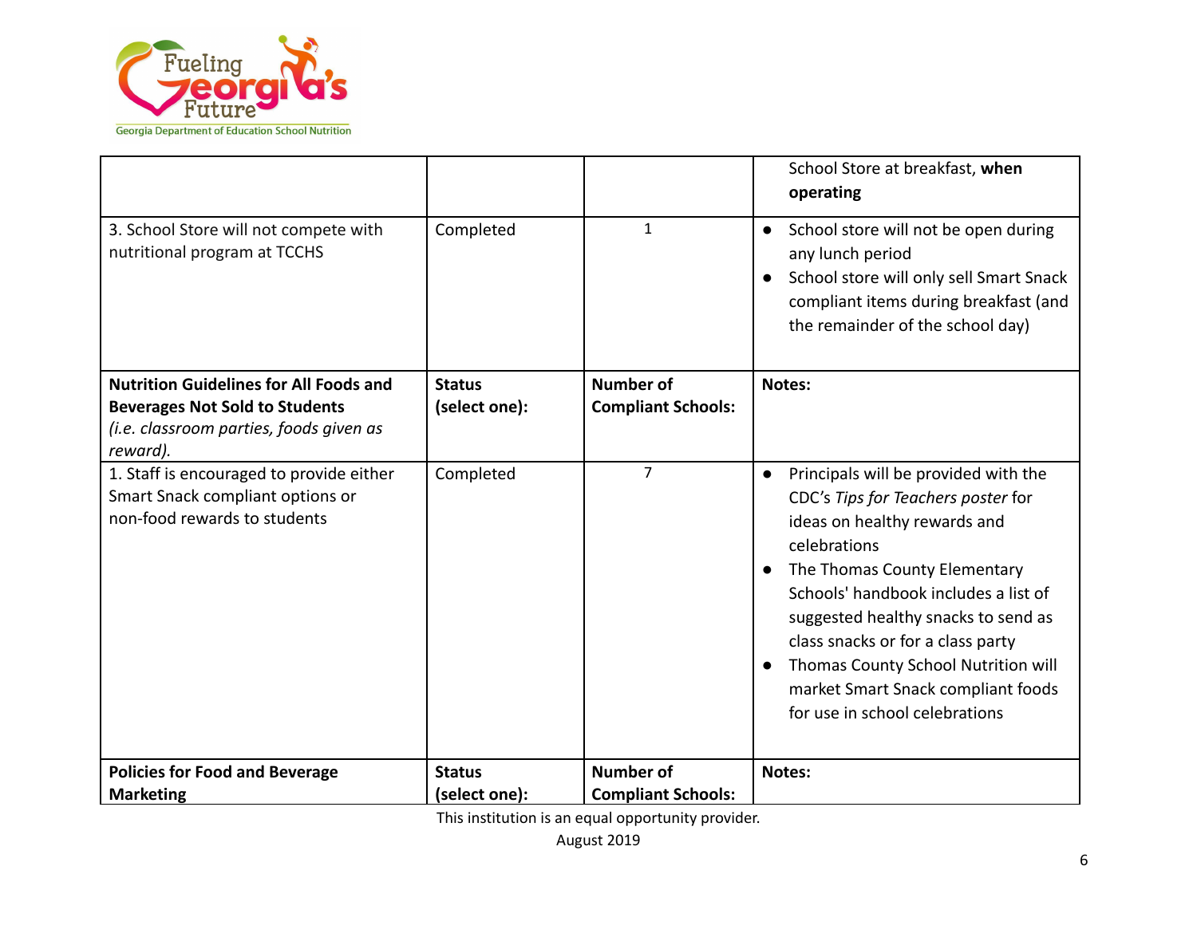| | | | |
|---|---|---|---|
| | | | School Store at breakfast, **when operating** |
| 3. School Store will not compete with nutritional program at TCCHS | Completed | 1 | • School store will not be open during any lunch period<br>• School store will only sell Smart Snack compliant items during breakfast (and the remainder of the school day) |
| **Nutrition Guidelines for All Foods and Beverages Not Sold to Students** *(i.e. classroom parties, foods given as reward).* | **Status (select one):** | **Number of Compliant Schools:** | **Notes:** |
| 1. Staff is encouraged to provide either Smart Snack compliant options or non-food rewards to students | Completed | 7 | • Principals will be provided with the CDC's *Tips for Teachers poster* for ideas on healthy rewards and celebrations<br>• The Thomas County Elementary Schools' handbook includes a list of suggested healthy snacks to send as class snacks or for a class party<br>• Thomas County School Nutrition will market Smart Snack compliant foods for use in school celebrations |
| **Policies for Food and Beverage Marketing** | **Status (select one):** | **Number of Compliant Schools:** | **Notes:** |

This institution is an equal opportunity provider.

August 2019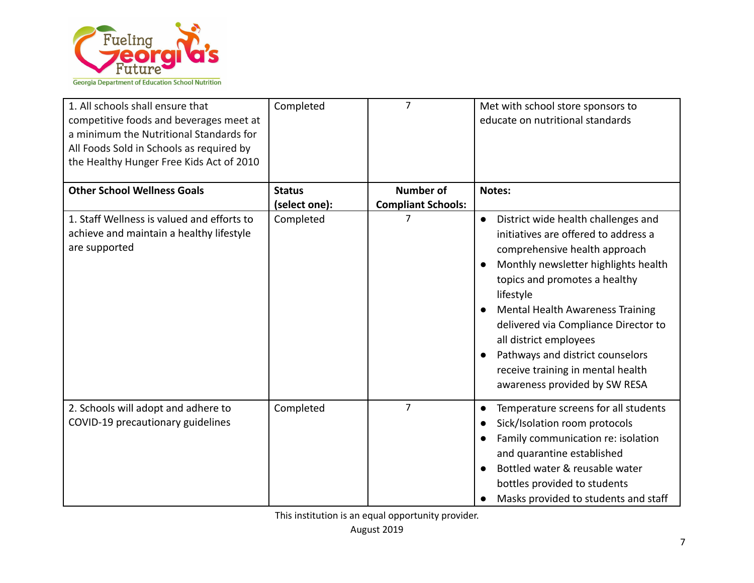| | | | |
|---|---|---|---|
| 1. All schools shall ensure that competitive foods and beverages meet at a minimum the Nutritional Standards for All Foods Sold in Schools as required by the Healthy Hunger Free Kids Act of 2010 | Completed | 7 | Met with school store sponsors to educate on nutritional standards |
| **Other School Wellness Goals** | **Status (select one):** | **Number of Compliant Schools:** | **Notes:** |
| 1. Staff Wellness is valued and efforts to achieve and maintain a healthy lifestyle are supported | Completed | 7 | • District wide health challenges and initiatives are offered to address a comprehensive health approach<br>• Monthly newsletter highlights health topics and promotes a healthy lifestyle<br>• Mental Health Awareness Training delivered via Compliance Director to all district employees<br>• Pathways and district counselors receive training in mental health awareness provided by SW RESA |
| 2. Schools will adopt and adhere to COVID-19 precautionary guidelines | Completed | 7 | • Temperature screens for all students<br>• Sick/Isolation room protocols<br>• Family communication re: isolation and quarantine established<br>• Bottled water & reusable water bottles provided to students<br>• Masks provided to students and staff |

This institution is an equal opportunity provider.

August 2019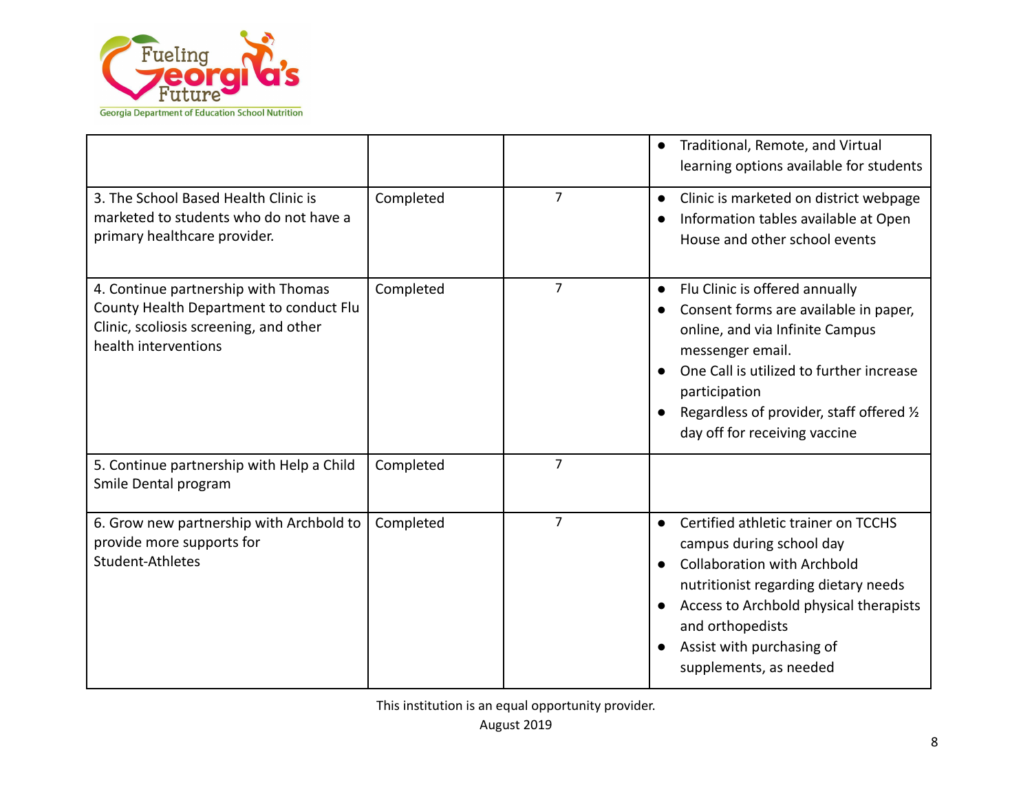| | | | |
|---|---|---|---|
| | | | • Traditional, Remote, and Virtual learning options available for students |
| 3. The School Based Health Clinic is marketed to students who do not have a primary healthcare provider. | Completed | 7 | • Clinic is marketed on district webpage<br>• Information tables available at Open House and other school events |
| 4. Continue partnership with Thomas County Health Department to conduct Flu Clinic, scoliosis screening, and other health interventions | Completed | 7 | • Flu Clinic is offered annually<br>• Consent forms are available in paper, online, and via Infinite Campus messenger email.<br>• One Call is utilized to further increase participation<br>• Regardless of provider, staff offered ½ day off for receiving vaccine |
| 5. Continue partnership with Help a Child Smile Dental program | Completed | 7 | |
| 6. Grow new partnership with Archbold to provide more supports for Student-Athletes | Completed | 7 | • Certified athletic trainer on TCCHS campus during school day<br>• Collaboration with Archbold nutritionist regarding dietary needs<br>• Access to Archbold physical therapists and orthopedists<br>• Assist with purchasing of supplements, as needed |

This institution is an equal opportunity provider.

August 2019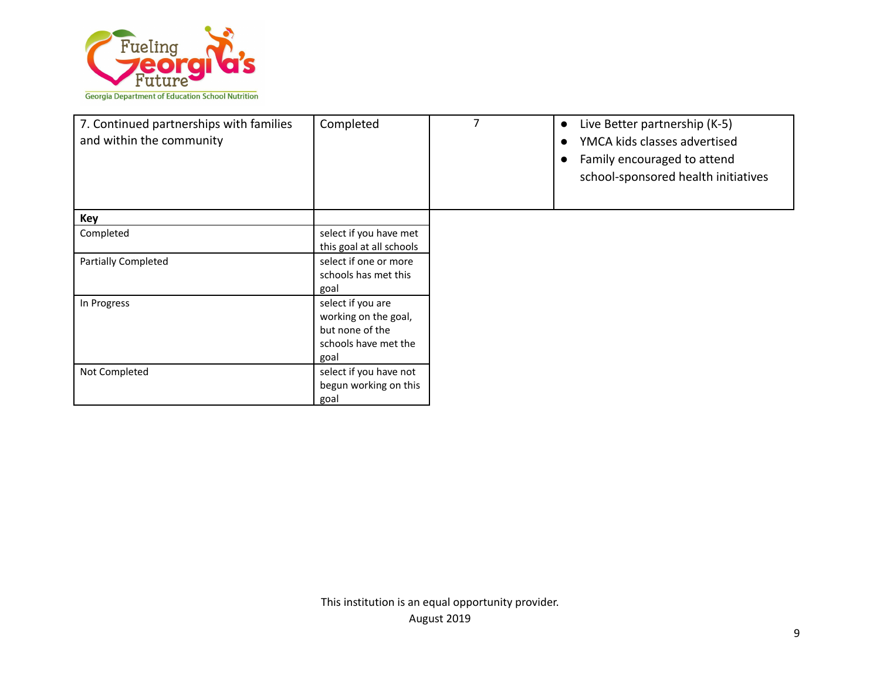| | | | |
|---|---|---|---|
| 7. Continued partnerships with families and within the community | Completed | 7 | • Live Better partnership (K-5)<br>• YMCA kids classes advertised<br>• Family encouraged to attend school-sponsored health initiatives |

| **Key** | |
|---|---|
| Completed | select if you have met this goal at all schools |
| Partially Completed | select if one or more schools has met this goal |
| In Progress | select if you are working on the goal, but none of the schools have met the goal |
| Not Completed | select if you have not begun working on this goal |

This institution is an equal opportunity provider.
August 2019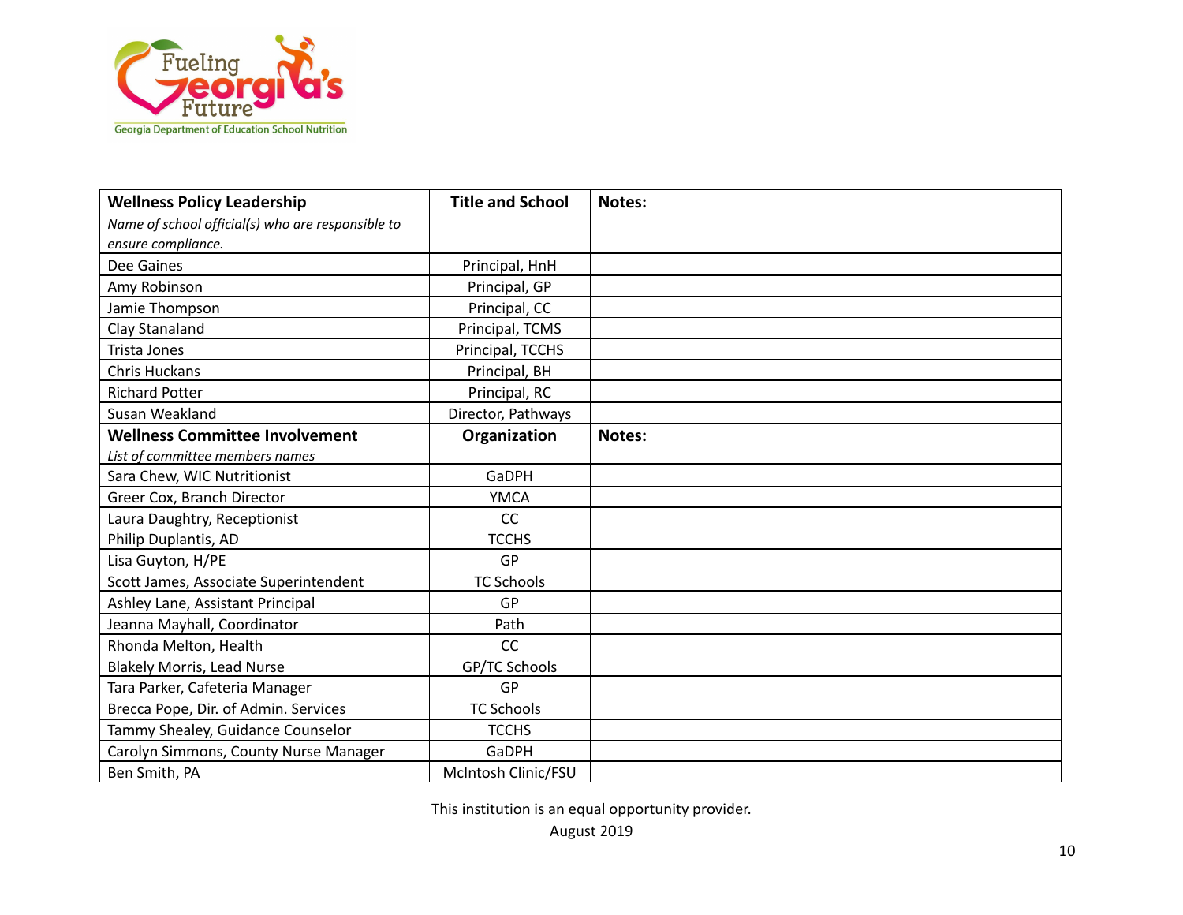| **Wellness Policy Leadership**<br>*Name of school official(s) who are responsible to ensure compliance.* | **Title and School** | **Notes:** |
|---|---|---|
| Dee Gaines | Principal, HnH | |
| Amy Robinson | Principal, GP | |
| Jamie Thompson | Principal, CC | |
| Clay Stanaland | Principal, TCMS | |
| Trista Jones | Principal, TCCHS | |
| Chris Huckans | Principal, BH | |
| Richard Potter | Principal, RC | |
| Susan Weakland | Director, Pathways | |
| **Wellness Committee Involvement**<br>*List of committee members names* | **Organization** | **Notes:** |
| Sara Chew, WIC Nutritionist | GaDPH | |
| Greer Cox, Branch Director | YMCA | |
| Laura Daughtry, Receptionist | CC | |
| Philip Duplantis, AD | TCCHS | |
| Lisa Guyton, H/PE | GP | |
| Scott James, Associate Superintendent | TC Schools | |
| Ashley Lane, Assistant Principal | GP | |
| Jeanna Mayhall, Coordinator | Path | |
| Rhonda Melton, Health | CC | |
| Blakely Morris, Lead Nurse | GP/TC Schools | |
| Tara Parker, Cafeteria Manager | GP | |
| Brecca Pope, Dir. of Admin. Services | TC Schools | |
| Tammy Shealey, Guidance Counselor | TCCHS | |
| Carolyn Simmons, County Nurse Manager | GaDPH | |
| Ben Smith, PA | McIntosh Clinic/FSU | |

This institution is an equal opportunity provider.

August 2019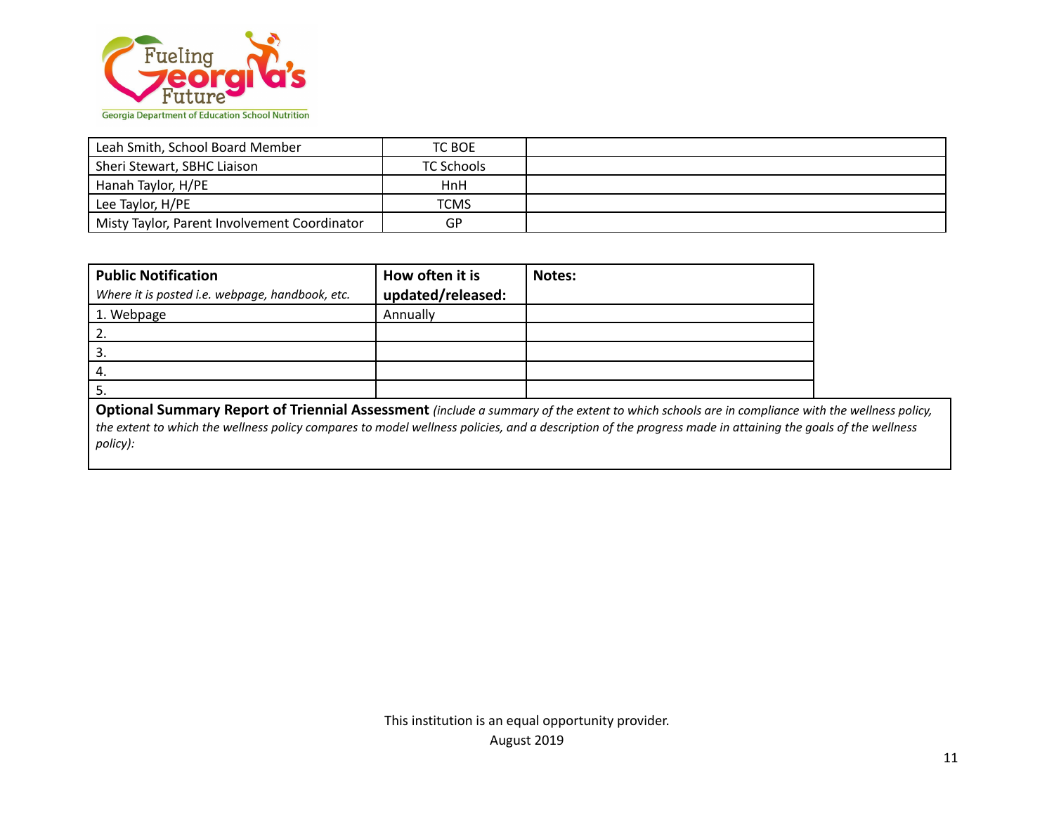| | | |
|---|---|---|
| Leah Smith, School Board Member | TC BOE | |
| Sheri Stewart, SBHC Liaison | TC Schools | |
| Hanah Taylor, H/PE | HnH | |
| Lee Taylor, H/PE | TCMS | |
| Misty Taylor, Parent Involvement Coordinator | GP | |

| **Public Notification** *Where it is posted i.e. webpage, handbook, etc.* | **How often it is updated/released:** | **Notes:** |
|---|---|---|
| 1. Webpage | Annually | |
| 2. | | |
| 3. | | |
| 4. | | |
| 5. | | |

**Optional Summary Report of Triennial Assessment** *(include a summary of the extent to which schools are in compliance with the wellness policy, the extent to which the wellness policy compares to model wellness policies, and a description of the progress made in attaining the goals of the wellness policy):*

This institution is an equal opportunity provider.
August 2019